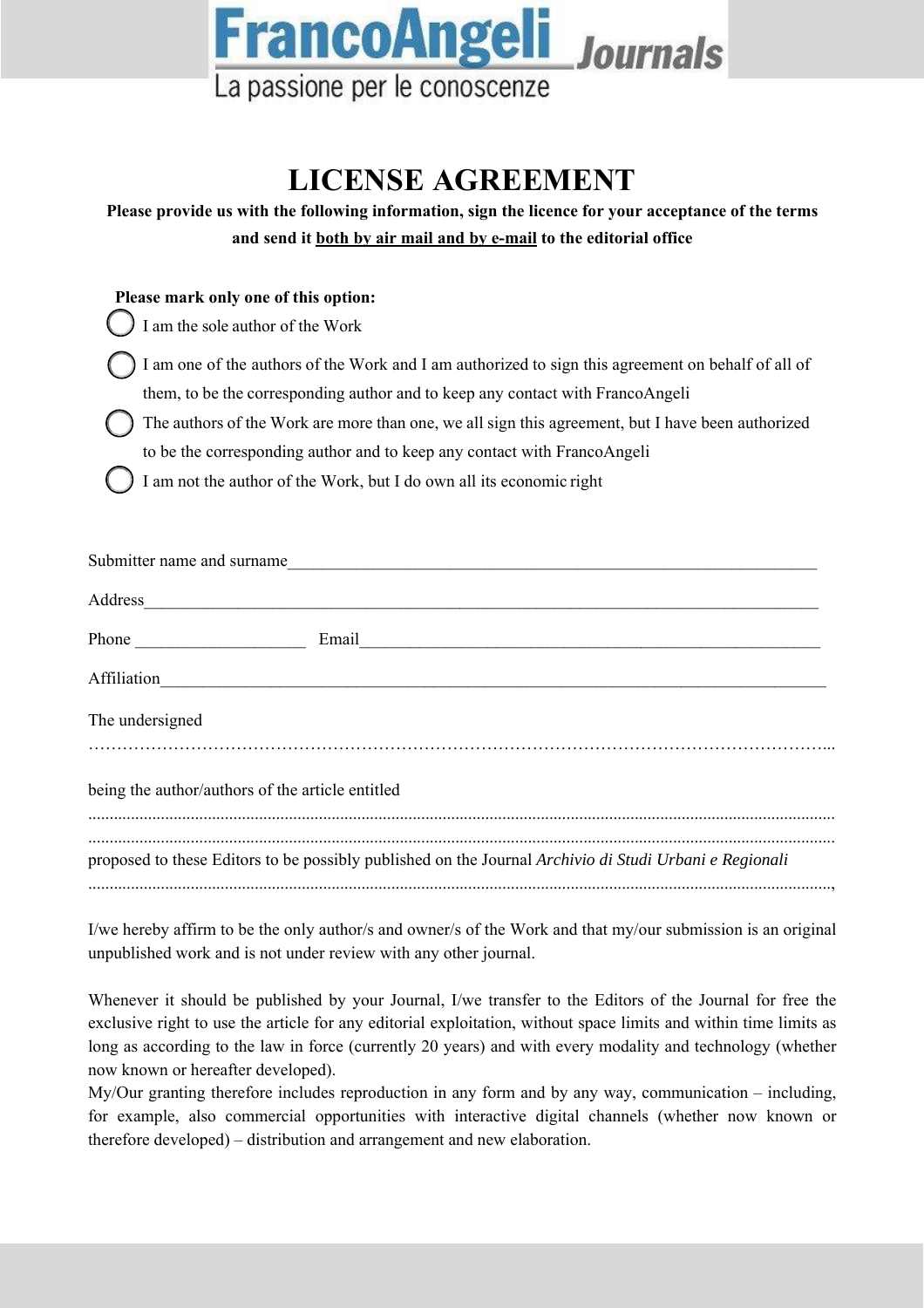FrancoAngeli Journals

La passione per le conoscenze

# LICENSE AGREEMENT

**Please provide us with the following information, sign the licence for your acceptance of the terms and send it both by air mail and by e-mail to the editorial office**

**Please mark only one of this option:**

- ◯ I am the sole author of the Work
- ◯ I am one of the authors of the Work and I am authorized to sign this agreement on behalf of all of them, to be the corresponding author and to keep any contact with FrancoAngeli
- ◯ The authors of the Work are more than one, we all sign this agreement, but I have been authorized to be the corresponding author and to keep any contact with FrancoAngeli
- ◯ I am not the author of the Work, but I do own all its economic right

Submitter name and surname\_\_\_\_\_\_\_\_\_\_\_\_\_\_\_\_\_\_\_\_\_\_\_\_\_\_\_\_\_\_\_\_\_\_\_\_\_\_\_\_\_\_\_\_\_\_\_\_\_\_\_\_\_\_\_\_\_\_\_\_

Address\_\_\_\_\_\_\_\_\_\_\_\_\_\_\_\_\_\_\_\_\_\_\_\_\_\_\_\_\_\_\_\_\_\_\_\_\_\_\_\_\_\_\_\_\_\_\_\_\_\_\_\_\_\_\_\_\_\_\_\_\_\_\_\_\_\_\_\_\_\_\_\_\_\_

Phone \_\_\_\_\_\_\_\_\_\_\_\_\_\_\_\_\_\_\_\_ Email\_\_\_\_\_\_\_\_\_\_\_\_\_\_\_\_\_\_\_\_\_\_\_\_\_\_\_\_\_\_\_\_\_\_\_\_\_\_\_\_\_\_\_\_\_\_\_\_\_\_\_

Affiliation\_\_\_\_\_\_\_\_\_\_\_\_\_\_\_\_\_\_\_\_\_\_\_\_\_\_\_\_\_\_\_\_\_\_\_\_\_\_\_\_\_\_\_\_\_\_\_\_\_\_\_\_\_\_\_\_\_\_\_\_\_\_\_\_\_\_\_\_\_\_\_\_

The undersigned

……………………………………………………………………………………………………………...

being the author/authors of the article entitled

..........................................................................................................................................................

..........................................................................................................................................................

proposed to these Editors to be possibly published on the Journal *Archivio di Studi Urbani e Regionali*

..........................................................................................................................................................,

I/we hereby affirm to be the only author/s and owner/s of the Work and that my/our submission is an original unpublished work and is not under review with any other journal.

Whenever it should be published by your Journal, I/we transfer to the Editors of the Journal for free the exclusive right to use the article for any editorial exploitation, without space limits and within time limits as long as according to the law in force (currently 20 years) and with every modality and technology (whether now known or hereafter developed).

My/Our granting therefore includes reproduction in any form and by any way, communication – including, for example, also commercial opportunities with interactive digital channels (whether now known or therefore developed) – distribution and arrangement and new elaboration.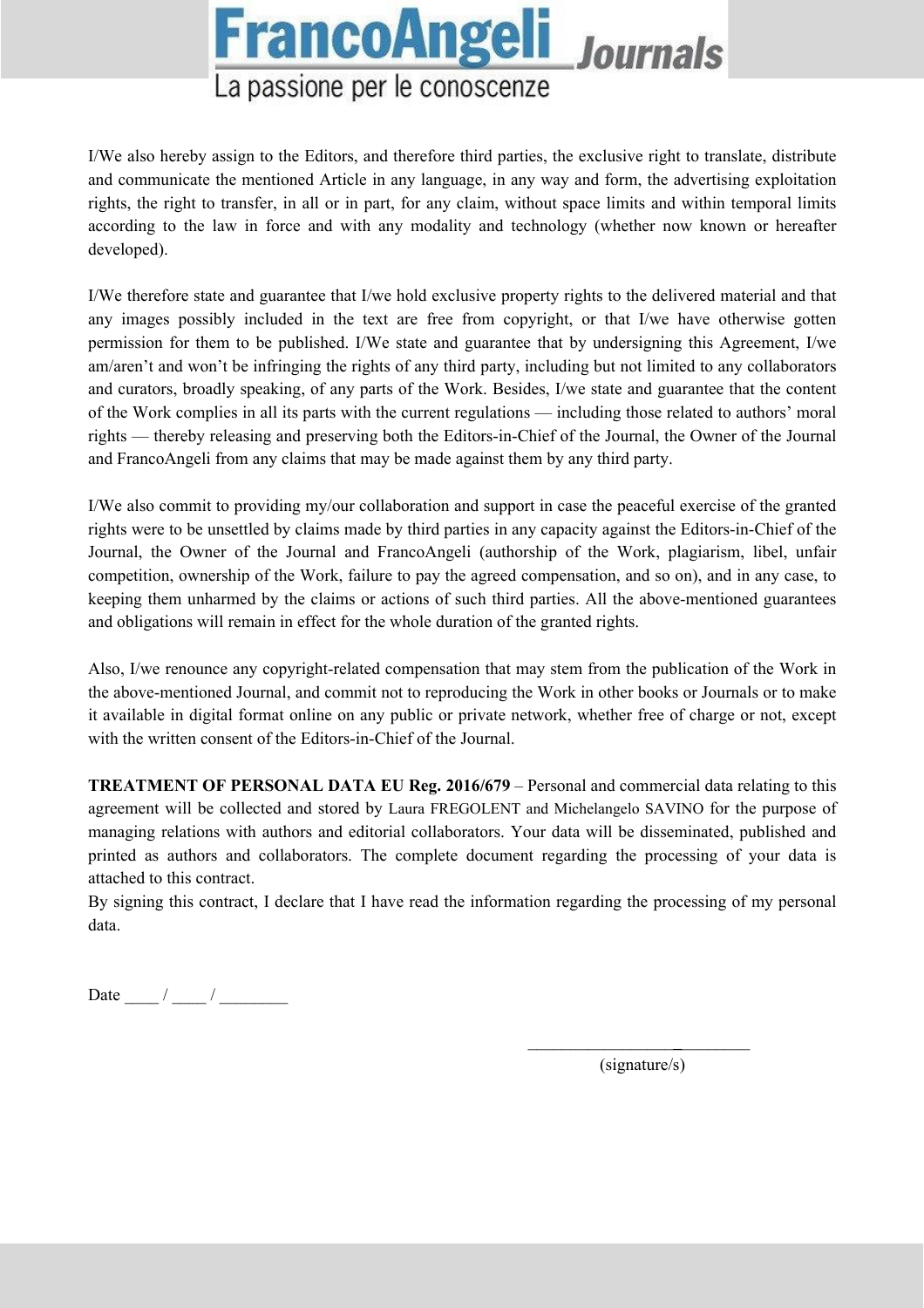I/We also hereby assign to the Editors, and therefore third parties, the exclusive right to translate, distribute and communicate the mentioned Article in any language, in any way and form, the advertising exploitation rights, the right to transfer, in all or in part, for any claim, without space limits and within temporal limits according to the law in force and with any modality and technology (whether now known or hereafter developed).

I/We therefore state and guarantee that I/we hold exclusive property rights to the delivered material and that any images possibly included in the text are free from copyright, or that I/we have otherwise gotten permission for them to be published. I/We state and guarantee that by undersigning this Agreement, I/we am/aren't and won't be infringing the rights of any third party, including but not limited to any collaborators and curators, broadly speaking, of any parts of the Work. Besides, I/we state and guarantee that the content of the Work complies in all its parts with the current regulations — including those related to authors' moral rights — thereby releasing and preserving both the Editors-in-Chief of the Journal, the Owner of the Journal and FrancoAngeli from any claims that may be made against them by any third party.

I/We also commit to providing my/our collaboration and support in case the peaceful exercise of the granted rights were to be unsettled by claims made by third parties in any capacity against the Editors-in-Chief of the Journal, the Owner of the Journal and FrancoAngeli (authorship of the Work, plagiarism, libel, unfair competition, ownership of the Work, failure to pay the agreed compensation, and so on), and in any case, to keeping them unharmed by the claims or actions of such third parties. All the above-mentioned guarantees and obligations will remain in effect for the whole duration of the granted rights.

Also, I/we renounce any copyright-related compensation that may stem from the publication of the Work in the above-mentioned Journal, and commit not to reproducing the Work in other books or Journals or to make it available in digital format online on any public or private network, whether free of charge or not, except with the written consent of the Editors-in-Chief of the Journal.

**TREATMENT OF PERSONAL DATA EU Reg. 2016/679** – Personal and commercial data relating to this agreement will be collected and stored by Laura FREGOLENT and Michelangelo SAVINO for the purpose of managing relations with authors and editorial collaborators. Your data will be disseminated, published and printed as authors and collaborators. The complete document regarding the processing of your data is attached to this contract.
By signing this contract, I declare that I have read the information regarding the processing of my personal data.

Date ____ / ____ / ________

__________________________
(signature/s)